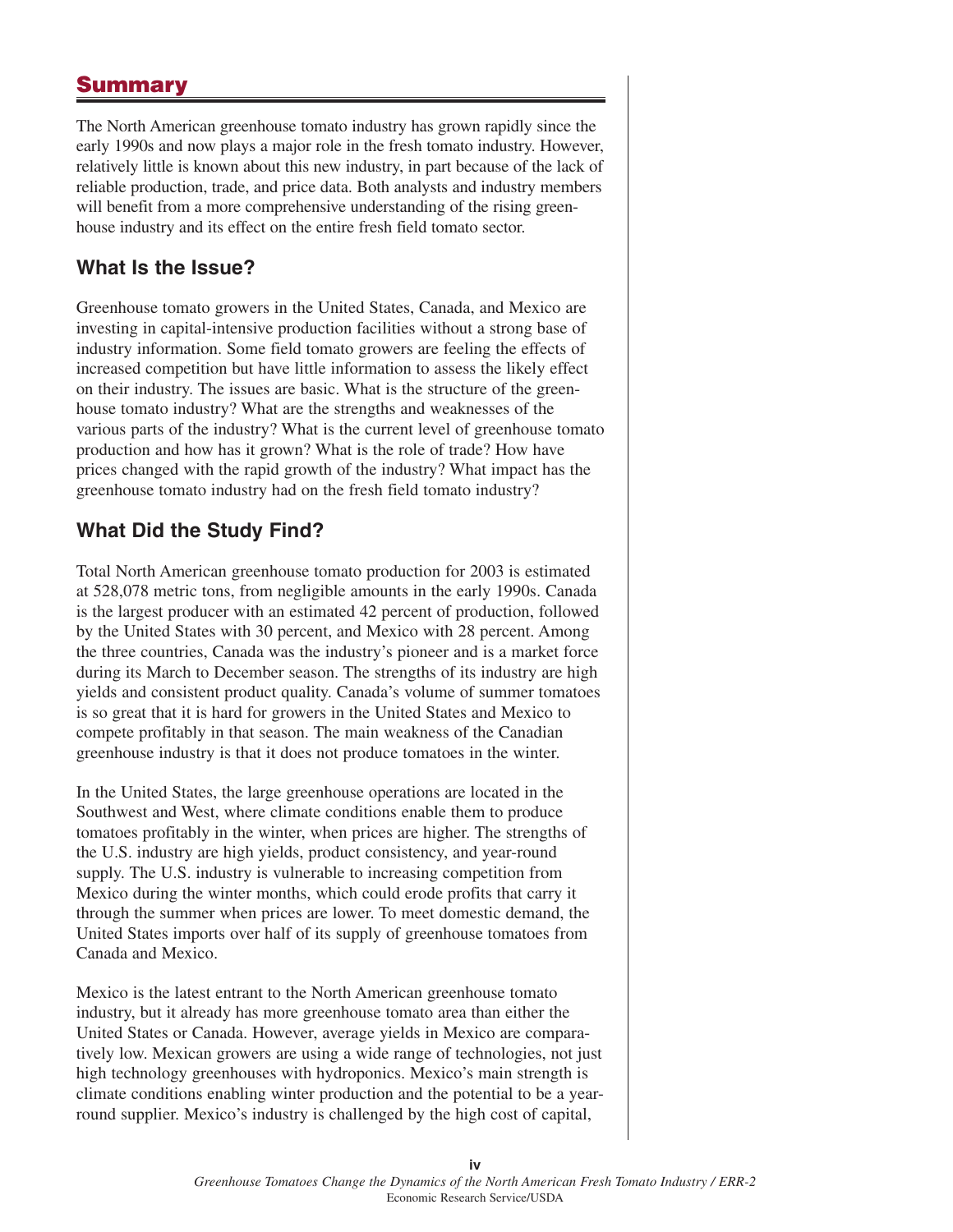## Summary

The North American greenhouse tomato industry has grown rapidly since the early 1990s and now plays a major role in the fresh tomato industry. However, relatively little is known about this new industry, in part because of the lack of reliable production, trade, and price data. Both analysts and industry members will benefit from a more comprehensive understanding of the rising greenhouse industry and its effect on the entire fresh field tomato sector.

### What Is the Issue?

Greenhouse tomato growers in the United States, Canada, and Mexico are investing in capital-intensive production facilities without a strong base of industry information. Some field tomato growers are feeling the effects of increased competition but have little information to assess the likely effect on their industry. The issues are basic. What is the structure of the greenhouse tomato industry? What are the strengths and weaknesses of the various parts of the industry? What is the current level of greenhouse tomato production and how has it grown? What is the role of trade? How have prices changed with the rapid growth of the industry? What impact has the greenhouse tomato industry had on the fresh field tomato industry?

### What Did the Study Find?

Total North American greenhouse tomato production for 2003 is estimated at 528,078 metric tons, from negligible amounts in the early 1990s. Canada is the largest producer with an estimated 42 percent of production, followed by the United States with 30 percent, and Mexico with 28 percent. Among the three countries, Canada was the industry's pioneer and is a market force during its March to December season. The strengths of its industry are high yields and consistent product quality. Canada's volume of summer tomatoes is so great that it is hard for growers in the United States and Mexico to compete profitably in that season. The main weakness of the Canadian greenhouse industry is that it does not produce tomatoes in the winter.

In the United States, the large greenhouse operations are located in the Southwest and West, where climate conditions enable them to produce tomatoes profitably in the winter, when prices are higher. The strengths of the U.S. industry are high yields, product consistency, and year-round supply. The U.S. industry is vulnerable to increasing competition from Mexico during the winter months, which could erode profits that carry it through the summer when prices are lower. To meet domestic demand, the United States imports over half of its supply of greenhouse tomatoes from Canada and Mexico.

Mexico is the latest entrant to the North American greenhouse tomato industry, but it already has more greenhouse tomato area than either the United States or Canada. However, average yields in Mexico are comparatively low. Mexican growers are using a wide range of technologies, not just high technology greenhouses with hydroponics. Mexico's main strength is climate conditions enabling winter production and the potential to be a year-round supplier. Mexico's industry is challenged by the high cost of capital,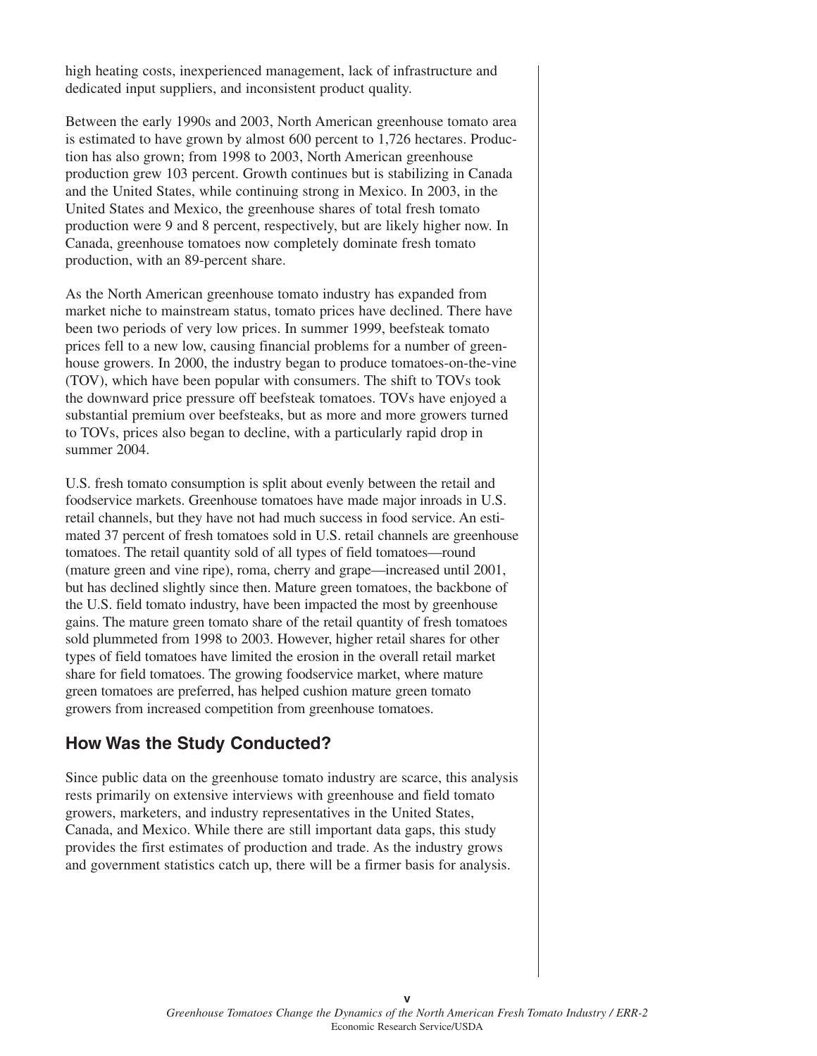high heating costs, inexperienced management, lack of infrastructure and dedicated input suppliers, and inconsistent product quality.

Between the early 1990s and 2003, North American greenhouse tomato area is estimated to have grown by almost 600 percent to 1,726 hectares. Production has also grown; from 1998 to 2003, North American greenhouse production grew 103 percent. Growth continues but is stabilizing in Canada and the United States, while continuing strong in Mexico. In 2003, in the United States and Mexico, the greenhouse shares of total fresh tomato production were 9 and 8 percent, respectively, but are likely higher now. In Canada, greenhouse tomatoes now completely dominate fresh tomato production, with an 89-percent share.

As the North American greenhouse tomato industry has expanded from market niche to mainstream status, tomato prices have declined. There have been two periods of very low prices. In summer 1999, beefsteak tomato prices fell to a new low, causing financial problems for a number of greenhouse growers. In 2000, the industry began to produce tomatoes-on-the-vine (TOV), which have been popular with consumers. The shift to TOVs took the downward price pressure off beefsteak tomatoes. TOVs have enjoyed a substantial premium over beefsteaks, but as more and more growers turned to TOVs, prices also began to decline, with a particularly rapid drop in summer 2004.

U.S. fresh tomato consumption is split about evenly between the retail and foodservice markets. Greenhouse tomatoes have made major inroads in U.S. retail channels, but they have not had much success in food service. An estimated 37 percent of fresh tomatoes sold in U.S. retail channels are greenhouse tomatoes. The retail quantity sold of all types of field tomatoes—round (mature green and vine ripe), roma, cherry and grape—increased until 2001, but has declined slightly since then. Mature green tomatoes, the backbone of the U.S. field tomato industry, have been impacted the most by greenhouse gains. The mature green tomato share of the retail quantity of fresh tomatoes sold plummeted from 1998 to 2003. However, higher retail shares for other types of field tomatoes have limited the erosion in the overall retail market share for field tomatoes. The growing foodservice market, where mature green tomatoes are preferred, has helped cushion mature green tomato growers from increased competition from greenhouse tomatoes.

## How Was the Study Conducted?

Since public data on the greenhouse tomato industry are scarce, this analysis rests primarily on extensive interviews with greenhouse and field tomato growers, marketers, and industry representatives in the United States, Canada, and Mexico. While there are still important data gaps, this study provides the first estimates of production and trade. As the industry grows and government statistics catch up, there will be a firmer basis for analysis.